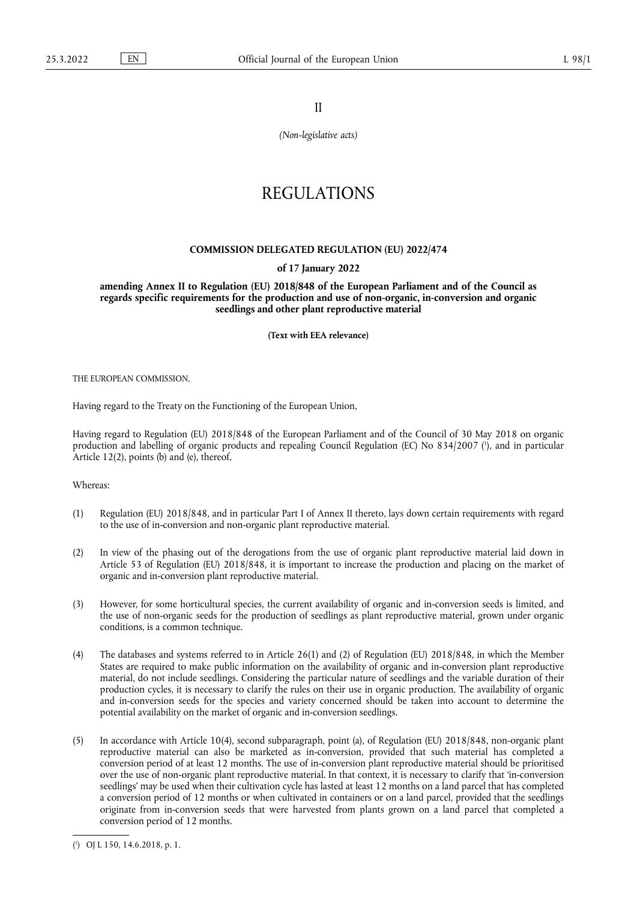II

*(Non-legislative acts)*

# REGULATIONS

**COMMISSION DELEGATED REGULATION (EU) 2022/474**

**of 17 January 2022**

**amending Annex II to Regulation (EU) 2018/848 of the European Parliament and of the Council as regards specific requirements for the production and use of non-organic, in-conversion and organic seedlings and other plant reproductive material**

**(Text with EEA relevance)**

THE EUROPEAN COMMISSION,

Having regard to the Treaty on the Functioning of the European Union,

Having regard to Regulation (EU) 2018/848 of the European Parliament and of the Council of 30 May 2018 on organic production and labelling of organic products and repealing Council Regulation (EC) No 834/2007 [1], and in particular Article 12(2), points (b) and (e), thereof,

Whereas:

(1) Regulation (EU) 2018/848, and in particular Part I of Annex II thereto, lays down certain requirements with regard to the use of in-conversion and non-organic plant reproductive material.

(2) In view of the phasing out of the derogations from the use of organic plant reproductive material laid down in Article 53 of Regulation (EU) 2018/848, it is important to increase the production and placing on the market of organic and in-conversion plant reproductive material.

(3) However, for some horticultural species, the current availability of organic and in-conversion seeds is limited, and the use of non-organic seeds for the production of seedlings as plant reproductive material, grown under organic conditions, is a common technique.

(4) The databases and systems referred to in Article 26(1) and (2) of Regulation (EU) 2018/848, in which the Member States are required to make public information on the availability of organic and in-conversion plant reproductive material, do not include seedlings. Considering the particular nature of seedlings and the variable duration of their production cycles, it is necessary to clarify the rules on their use in organic production. The availability of organic and in-conversion seeds for the species and variety concerned should be taken into account to determine the potential availability on the market of organic and in-conversion seedlings.

(5) In accordance with Article 10(4), second subparagraph, point (a), of Regulation (EU) 2018/848, non-organic plant reproductive material can also be marketed as in-conversion, provided that such material has completed a conversion period of at least 12 months. The use of in-conversion plant reproductive material should be prioritised over the use of non-organic plant reproductive material. In that context, it is necessary to clarify that 'in-conversion seedlings' may be used when their cultivation cycle has lasted at least 12 months on a land parcel that has completed a conversion period of 12 months or when cultivated in containers or on a land parcel, provided that the seedlings originate from in-conversion seeds that were harvested from plants grown on a land parcel that completed a conversion period of 12 months.

[1] OJ L 150, 14.6.2018, p. 1.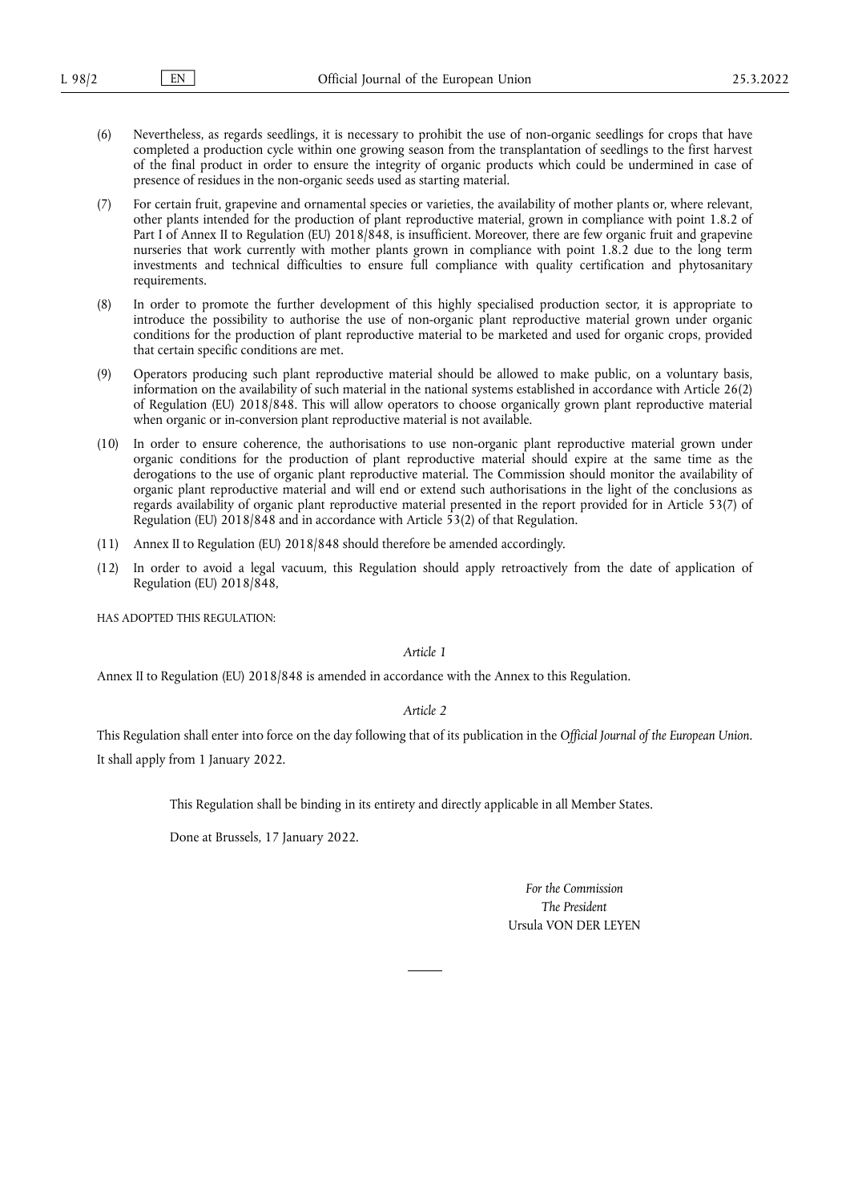(6) Nevertheless, as regards seedlings, it is necessary to prohibit the use of non-organic seedlings for crops that have completed a production cycle within one growing season from the transplantation of seedlings to the first harvest of the final product in order to ensure the integrity of organic products which could be undermined in case of presence of residues in the non-organic seeds used as starting material.

(7) For certain fruit, grapevine and ornamental species or varieties, the availability of mother plants or, where relevant, other plants intended for the production of plant reproductive material, grown in compliance with point 1.8.2 of Part I of Annex II to Regulation (EU) 2018/848, is insufficient. Moreover, there are few organic fruit and grapevine nurseries that work currently with mother plants grown in compliance with point 1.8.2 due to the long term investments and technical difficulties to ensure full compliance with quality certification and phytosanitary requirements.

(8) In order to promote the further development of this highly specialised production sector, it is appropriate to introduce the possibility to authorise the use of non-organic plant reproductive material grown under organic conditions for the production of plant reproductive material to be marketed and used for organic crops, provided that certain specific conditions are met.

(9) Operators producing such plant reproductive material should be allowed to make public, on a voluntary basis, information on the availability of such material in the national systems established in accordance with Article 26(2) of Regulation (EU) 2018/848. This will allow operators to choose organically grown plant reproductive material when organic or in-conversion plant reproductive material is not available.

(10) In order to ensure coherence, the authorisations to use non-organic plant reproductive material grown under organic conditions for the production of plant reproductive material should expire at the same time as the derogations to the use of organic plant reproductive material. The Commission should monitor the availability of organic plant reproductive material and will end or extend such authorisations in the light of the conclusions as regards availability of organic plant reproductive material presented in the report provided for in Article 53(7) of Regulation (EU) 2018/848 and in accordance with Article 53(2) of that Regulation.

(11) Annex II to Regulation (EU) 2018/848 should therefore be amended accordingly.

(12) In order to avoid a legal vacuum, this Regulation should apply retroactively from the date of application of Regulation (EU) 2018/848,

HAS ADOPTED THIS REGULATION:

*Article 1*

Annex II to Regulation (EU) 2018/848 is amended in accordance with the Annex to this Regulation.

*Article 2*

This Regulation shall enter into force on the day following that of its publication in the *Official Journal of the European Union*.

It shall apply from 1 January 2022.

This Regulation shall be binding in its entirety and directly applicable in all Member States.

Done at Brussels, 17 January 2022.

*For the Commission*
*The President*
Ursula VON DER LEYEN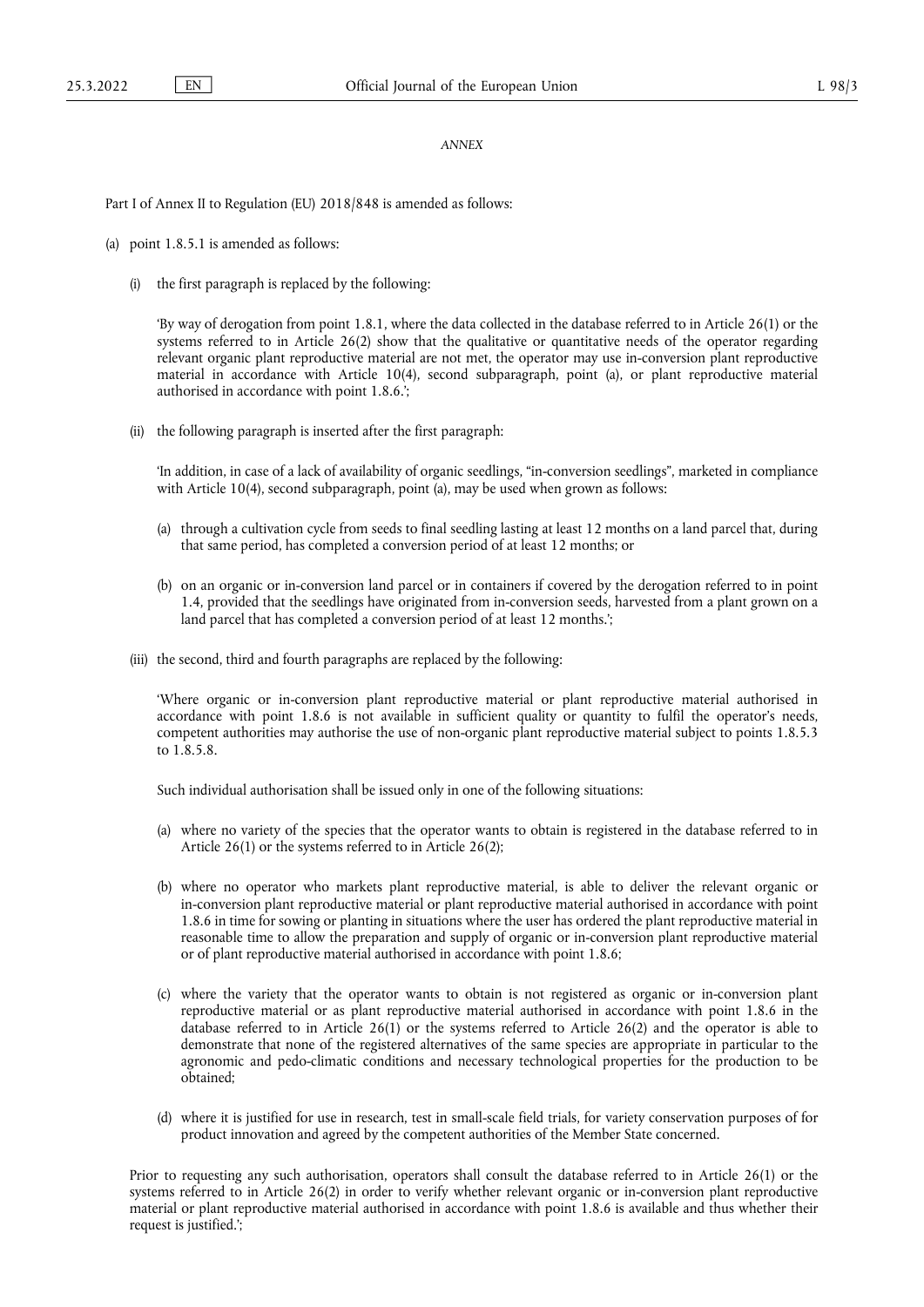*ANNEX*

Part I of Annex II to Regulation (EU) 2018/848 is amended as follows:

(a) point 1.8.5.1 is amended as follows:

(i) the first paragraph is replaced by the following:

'By way of derogation from point 1.8.1, where the data collected in the database referred to in Article 26(1) or the systems referred to in Article 26(2) show that the qualitative or quantitative needs of the operator regarding relevant organic plant reproductive material are not met, the operator may use in-conversion plant reproductive material in accordance with Article 10(4), second subparagraph, point (a), or plant reproductive material authorised in accordance with point 1.8.6.';

(ii) the following paragraph is inserted after the first paragraph:

'In addition, in case of a lack of availability of organic seedlings, "in-conversion seedlings", marketed in compliance with Article 10(4), second subparagraph, point (a), may be used when grown as follows:

(a) through a cultivation cycle from seeds to final seedling lasting at least 12 months on a land parcel that, during that same period, has completed a conversion period of at least 12 months; or

(b) on an organic or in-conversion land parcel or in containers if covered by the derogation referred to in point 1.4, provided that the seedlings have originated from in-conversion seeds, harvested from a plant grown on a land parcel that has completed a conversion period of at least 12 months.';

(iii) the second, third and fourth paragraphs are replaced by the following:

'Where organic or in-conversion plant reproductive material or plant reproductive material authorised in accordance with point 1.8.6 is not available in sufficient quality or quantity to fulfil the operator's needs, competent authorities may authorise the use of non-organic plant reproductive material subject to points 1.8.5.3 to 1.8.5.8.

Such individual authorisation shall be issued only in one of the following situations:

(a) where no variety of the species that the operator wants to obtain is registered in the database referred to in Article 26(1) or the systems referred to in Article 26(2);

(b) where no operator who markets plant reproductive material, is able to deliver the relevant organic or in-conversion plant reproductive material or plant reproductive material authorised in accordance with point 1.8.6 in time for sowing or planting in situations where the user has ordered the plant reproductive material in reasonable time to allow the preparation and supply of organic or in-conversion plant reproductive material or of plant reproductive material authorised in accordance with point 1.8.6;

(c) where the variety that the operator wants to obtain is not registered as organic or in-conversion plant reproductive material or as plant reproductive material authorised in accordance with point 1.8.6 in the database referred to in Article 26(1) or the systems referred to Article 26(2) and the operator is able to demonstrate that none of the registered alternatives of the same species are appropriate in particular to the agronomic and pedo-climatic conditions and necessary technological properties for the production to be obtained;

(d) where it is justified for use in research, test in small-scale field trials, for variety conservation purposes of for product innovation and agreed by the competent authorities of the Member State concerned.

Prior to requesting any such authorisation, operators shall consult the database referred to in Article 26(1) or the systems referred to in Article 26(2) in order to verify whether relevant organic or in-conversion plant reproductive material or plant reproductive material authorised in accordance with point 1.8.6 is available and thus whether their request is justified.';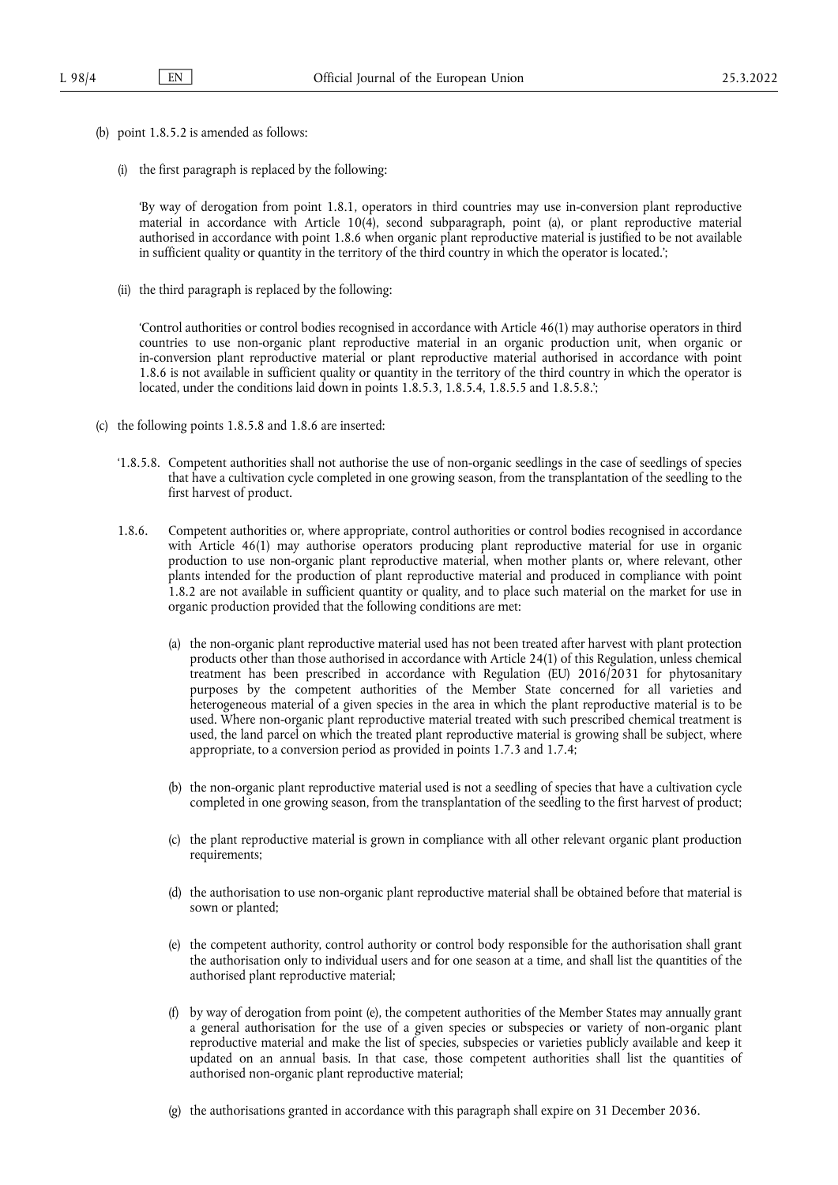(b) point 1.8.5.2 is amended as follows:

(i) the first paragraph is replaced by the following:

'By way of derogation from point 1.8.1, operators in third countries may use in-conversion plant reproductive material in accordance with Article 10(4), second subparagraph, point (a), or plant reproductive material authorised in accordance with point 1.8.6 when organic plant reproductive material is justified to be not available in sufficient quality or quantity in the territory of the third country in which the operator is located.';

(ii) the third paragraph is replaced by the following:

'Control authorities or control bodies recognised in accordance with Article 46(1) may authorise operators in third countries to use non-organic plant reproductive material in an organic production unit, when organic or in-conversion plant reproductive material or plant reproductive material authorised in accordance with point 1.8.6 is not available in sufficient quality or quantity in the territory of the third country in which the operator is located, under the conditions laid down in points 1.8.5.3, 1.8.5.4, 1.8.5.5 and 1.8.5.8.';

(c) the following points 1.8.5.8 and 1.8.6 are inserted:

'1.8.5.8. Competent authorities shall not authorise the use of non-organic seedlings in the case of seedlings of species that have a cultivation cycle completed in one growing season, from the transplantation of the seedling to the first harvest of product.

1.8.6. Competent authorities or, where appropriate, control authorities or control bodies recognised in accordance with Article 46(1) may authorise operators producing plant reproductive material for use in organic production to use non-organic plant reproductive material, when mother plants or, where relevant, other plants intended for the production of plant reproductive material and produced in compliance with point 1.8.2 are not available in sufficient quantity or quality, and to place such material on the market for use in organic production provided that the following conditions are met:

(a) the non-organic plant reproductive material used has not been treated after harvest with plant protection products other than those authorised in accordance with Article 24(1) of this Regulation, unless chemical treatment has been prescribed in accordance with Regulation (EU) 2016/2031 for phytosanitary purposes by the competent authorities of the Member State concerned for all varieties and heterogeneous material of a given species in the area in which the plant reproductive material is to be used. Where non-organic plant reproductive material treated with such prescribed chemical treatment is used, the land parcel on which the treated plant reproductive material is growing shall be subject, where appropriate, to a conversion period as provided in points 1.7.3 and 1.7.4;

(b) the non-organic plant reproductive material used is not a seedling of species that have a cultivation cycle completed in one growing season, from the transplantation of the seedling to the first harvest of product;

(c) the plant reproductive material is grown in compliance with all other relevant organic plant production requirements;

(d) the authorisation to use non-organic plant reproductive material shall be obtained before that material is sown or planted;

(e) the competent authority, control authority or control body responsible for the authorisation shall grant the authorisation only to individual users and for one season at a time, and shall list the quantities of the authorised plant reproductive material;

(f) by way of derogation from point (e), the competent authorities of the Member States may annually grant a general authorisation for the use of a given species or subspecies or variety of non-organic plant reproductive material and make the list of species, subspecies or varieties publicly available and keep it updated on an annual basis. In that case, those competent authorities shall list the quantities of authorised non-organic plant reproductive material;

(g) the authorisations granted in accordance with this paragraph shall expire on 31 December 2036.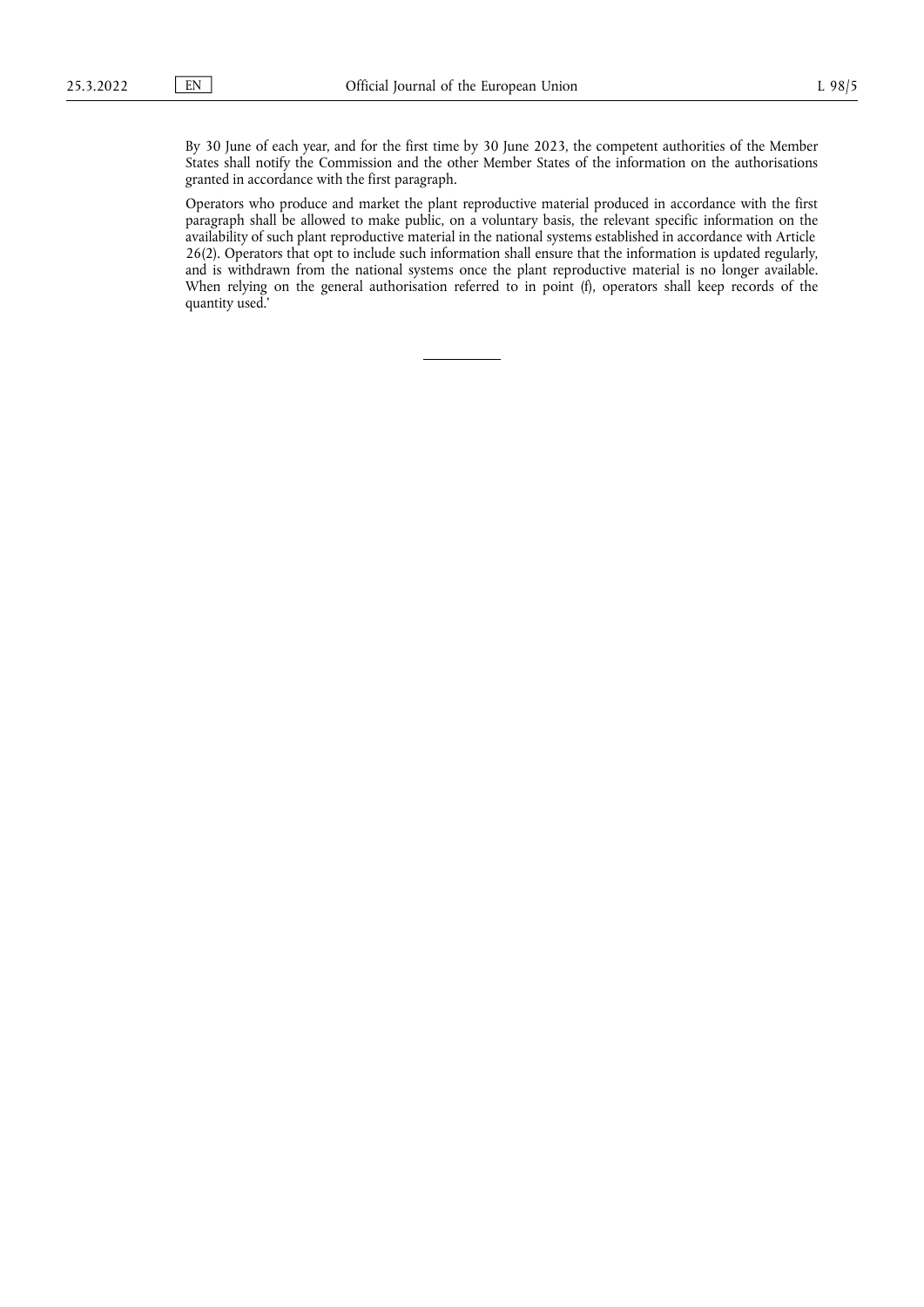By 30 June of each year, and for the first time by 30 June 2023, the competent authorities of the Member States shall notify the Commission and the other Member States of the information on the authorisations granted in accordance with the first paragraph.

Operators who produce and market the plant reproductive material produced in accordance with the first paragraph shall be allowed to make public, on a voluntary basis, the relevant specific information on the availability of such plant reproductive material in the national systems established in accordance with Article 26(2). Operators that opt to include such information shall ensure that the information is updated regularly, and is withdrawn from the national systems once the plant reproductive material is no longer available. When relying on the general authorisation referred to in point (f), operators shall keep records of the quantity used.'